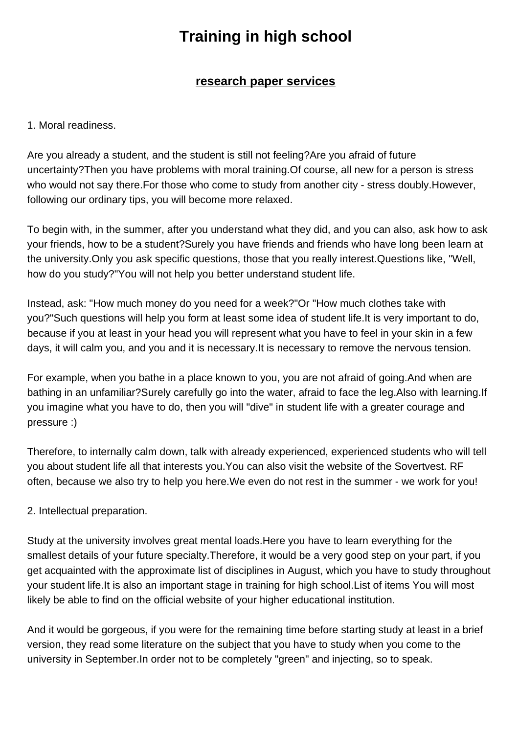# Training in high school

## research paper services

1. Moral readiness.

Are you already a student, and the student is still not feeling?Are you afraid of future uncertainty?Then you have problems with moral training.Of course, all new for a person is stress who would not say there.For those who come to study from another city - stress doubly.However, following our ordinary tips, you will become more relaxed.

To begin with, in the summer, after you understand what they did, and you can also, ask how to ask your friends, how to be a student?Surely you have friends and friends who have long been learn at the university.Only you ask specific questions, those that you really interest.Questions like, "Well, how do you study?"You will not help you better understand student life.

Instead, ask: "How much money do you need for a week?"Or "How much clothes take with you?"Such questions will help you form at least some idea of student life.It is very important to do, because if you at least in your head you will represent what you have to feel in your skin in a few days, it will calm you, and you and it is necessary.It is necessary to remove the nervous tension.

For example, when you bathe in a place known to you, you are not afraid of going.And when are bathing in an unfamiliar?Surely carefully go into the water, afraid to face the leg.Also with learning.If you imagine what you have to do, then you will "dive" in student life with a greater courage and pressure :)

Therefore, to internally calm down, talk with already experienced, experienced students who will tell you about student life all that interests you.You can also visit the website of the Sovertvest. RF often, because we also try to help you here.We even do not rest in the summer - we work for you!

2. Intellectual preparation.

Study at the university involves great mental loads.Here you have to learn everything for the smallest details of your future specialty.Therefore, it would be a very good step on your part, if you get acquainted with the approximate list of disciplines in August, which you have to study throughout your student life.It is also an important stage in training for high school.List of items You will most likely be able to find on the official website of your higher educational institution.

And it would be gorgeous, if you were for the remaining time before starting study at least in a brief version, they read some literature on the subject that you have to study when you come to the university in September.In order not to be completely "green" and injecting, so to speak.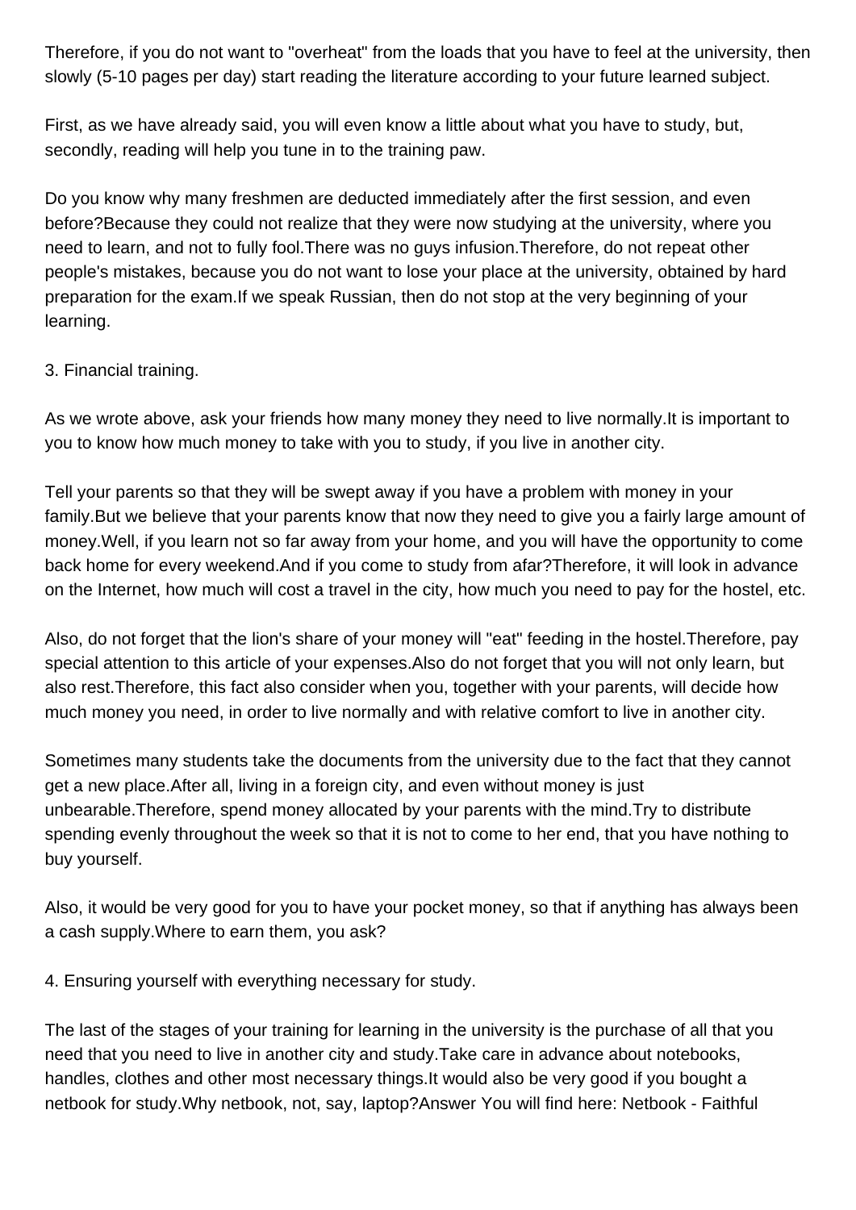Therefore, if you do not want to "overheat" from the loads that you have to feel at the university, then slowly (5-10 pages per day) start reading the literature according to your future learned subject.

First, as we have already said, you will even know a little about what you have to study, but, secondly, reading will help you tune in to the training paw.

Do you know why many freshmen are deducted immediately after the first session, and even before?Because they could not realize that they were now studying at the university, where you need to learn, and not to fully fool.There was no guys infusion.Therefore, do not repeat other people's mistakes, because you do not want to lose your place at the university, obtained by hard preparation for the exam.If we speak Russian, then do not stop at the very beginning of your learning.

3. Financial training.

As we wrote above, ask your friends how many money they need to live normally.It is important to you to know how much money to take with you to study, if you live in another city.

Tell your parents so that they will be swept away if you have a problem with money in your family.But we believe that your parents know that now they need to give you a fairly large amount of money.Well, if you learn not so far away from your home, and you will have the opportunity to come back home for every weekend.And if you come to study from afar?Therefore, it will look in advance on the Internet, how much will cost a travel in the city, how much you need to pay for the hostel, etc.

Also, do not forget that the lion's share of your money will "eat" feeding in the hostel.Therefore, pay special attention to this article of your expenses.Also do not forget that you will not only learn, but also rest.Therefore, this fact also consider when you, together with your parents, will decide how much money you need, in order to live normally and with relative comfort to live in another city.

Sometimes many students take the documents from the university due to the fact that they cannot get a new place.After all, living in a foreign city, and even without money is just unbearable.Therefore, spend money allocated by your parents with the mind.Try to distribute spending evenly throughout the week so that it is not to come to her end, that you have nothing to buy yourself.

Also, it would be very good for you to have your pocket money, so that if anything has always been a cash supply.Where to earn them, you ask?

4. Ensuring yourself with everything necessary for study.

The last of the stages of your training for learning in the university is the purchase of all that you need that you need to live in another city and study.Take care in advance about notebooks, handles, clothes and other most necessary things.It would also be very good if you bought a netbook for study.Why netbook, not, say, laptop?Answer You will find here: Netbook - Faithful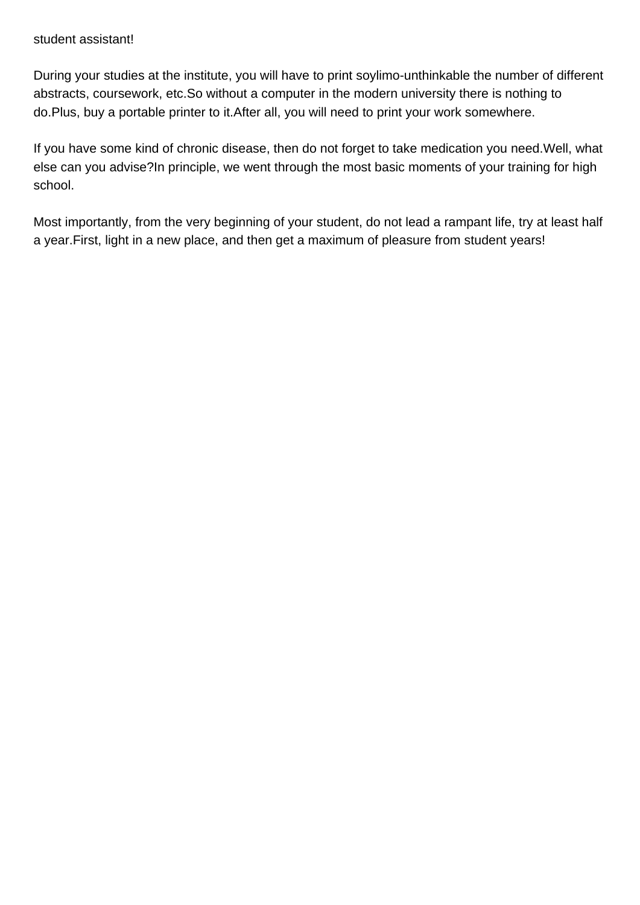student assistant!

During your studies at the institute, you will have to print soylimo-unthinkable the number of different abstracts, coursework, etc.So without a computer in the modern university there is nothing to do.Plus, buy a portable printer to it.After all, you will need to print your work somewhere.

If you have some kind of chronic disease, then do not forget to take medication you need.Well, what else can you advise?In principle, we went through the most basic moments of your training for high school.

Most importantly, from the very beginning of your student, do not lead a rampant life, try at least half a year.First, light in a new place, and then get a maximum of pleasure from student years!